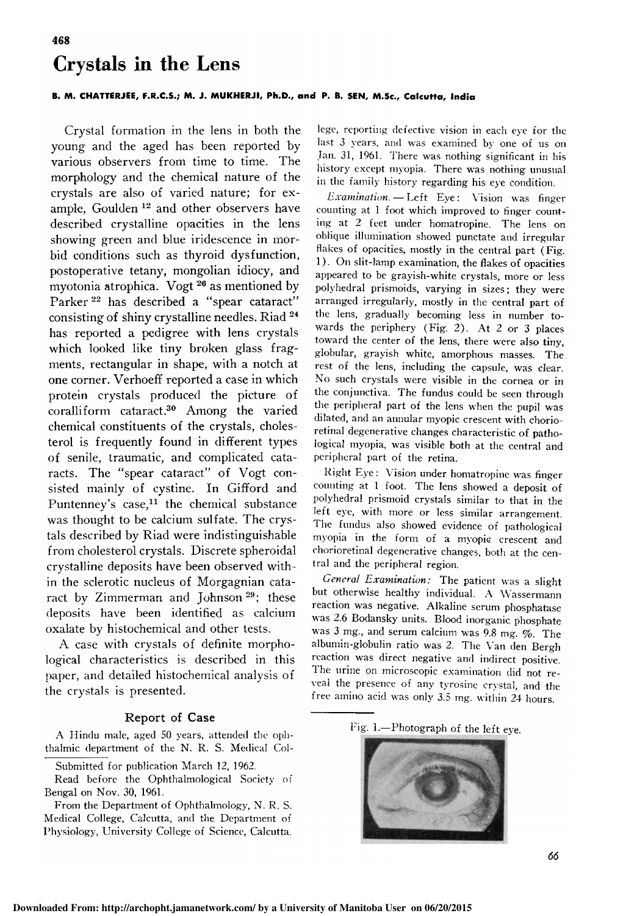# Crystals in the Lens

**B. M. CHATTERJEE, F.R.C.S.; M. J. MUKHERJI, Ph.D., and P. B. SEN, M.Sc., Calcutta, India**

Crystal formation in the lens in both the young and the aged has been reported by various observers from time to time. The morphology and the chemical nature of the crystals are also of varied nature; for example, Goulden [12] and other observers have described crystalline opacities in the lens showing green and blue iridescence in morbid conditions such as thyroid dysfunction, postoperative tetany, mongolian idiocy, and myotonia atrophica. Vogt [26] as mentioned by Parker [22] has described a "spear cataract" consisting of shiny crystalline needles. Riad [24] has reported a pedigree with lens crystals which looked like tiny broken glass fragments, rectangular in shape, with a notch at one corner. Verhoeff reported a case in which protein crystals produced the picture of coralliform cataract.[30] Among the varied chemical constituents of the crystals, cholesterol is frequently found in different types of senile, traumatic, and complicated cataracts. The "spear cataract" of Vogt consisted mainly of cystine. In Gifford and Puntenney's case,[11] the chemical substance was thought to be calcium sulfate. The crystals described by Riad were indistinguishable from cholesterol crystals. Discrete spheroidal crystalline deposits have been observed within the sclerotic nucleus of Morgagnian cataract by Zimmerman and Johnson [29]; these deposits have been identified as calcium oxalate by histochemical and other tests.

A case with crystals of definite morphological characteristics is described in this paper, and detailed histochemical analysis of the crystals is presented.

## Report of Case

A Hindu male, aged 50 years, attended the ophthalmic department of the N. R. S. Medical College, reporting defective vision in each eye for the last 3 years, and was examined by one of us on Jan. 31, 1961. There was nothing significant in his history except myopia. There was nothing unusual in the family history regarding his eye condition.

*Examination.*—Left Eye: Vision was finger counting at 1 foot which improved to finger counting at 2 feet under homatropine. The lens on oblique illumination showed punctate and irregular flakes of opacities, mostly in the central part (Fig. 1). On slit-lamp examination, the flakes of opacities appeared to be grayish-white crystals, more or less polyhedral prismoids, varying in sizes; they were arranged irregularly, mostly in the central part of the lens, gradually becoming less in number towards the periphery (Fig. 2). At 2 or 3 places toward the center of the lens, there were also tiny, globular, grayish white, amorphous masses. The rest of the lens, including the capsule, was clear. No such crystals were visible in the cornea or in the conjunctiva. The fundus could be seen through the peripheral part of the lens when the pupil was dilated, and an annular myopic crescent with chorioretinal degenerative changes characteristic of pathological myopia, was visible both at the central and peripheral part of the retina.

Right Eye: Vision under homatropine was finger counting at 1 foot. The lens showed a deposit of polyhedral prismoid crystals similar to that in the left eye, with more or less similar arrangement. The fundus also showed evidence of pathological myopia in the form of a myopic crescent and chorioretinal degenerative changes, both at the central and the peripheral region.

*General Examination:* The patient was a slight but otherwise healthy individual. A Wassermann reaction was negative. Alkaline serum phosphatase was 2.6 Bodansky units. Blood inorganic phosphate was 3 mg., and serum calcium was 9.8 mg. %. The albumin-globulin ratio was 2. The Van den Bergh reaction was direct negative and indirect positive. The urine on microscopic examination did not reveal the presence of any tyrosine crystal, and the free amino acid was only 3.5 mg. within 24 hours.

Fig. 1.—Photograph of the left eye.

Submitted for publication March 12, 1962.

Read before the Ophthalmological Society of Bengal on Nov. 30, 1961.

From the Department of Ophthalmology, N. R. S. Medical College, Calcutta, and the Department of Physiology, University College of Science, Calcutta.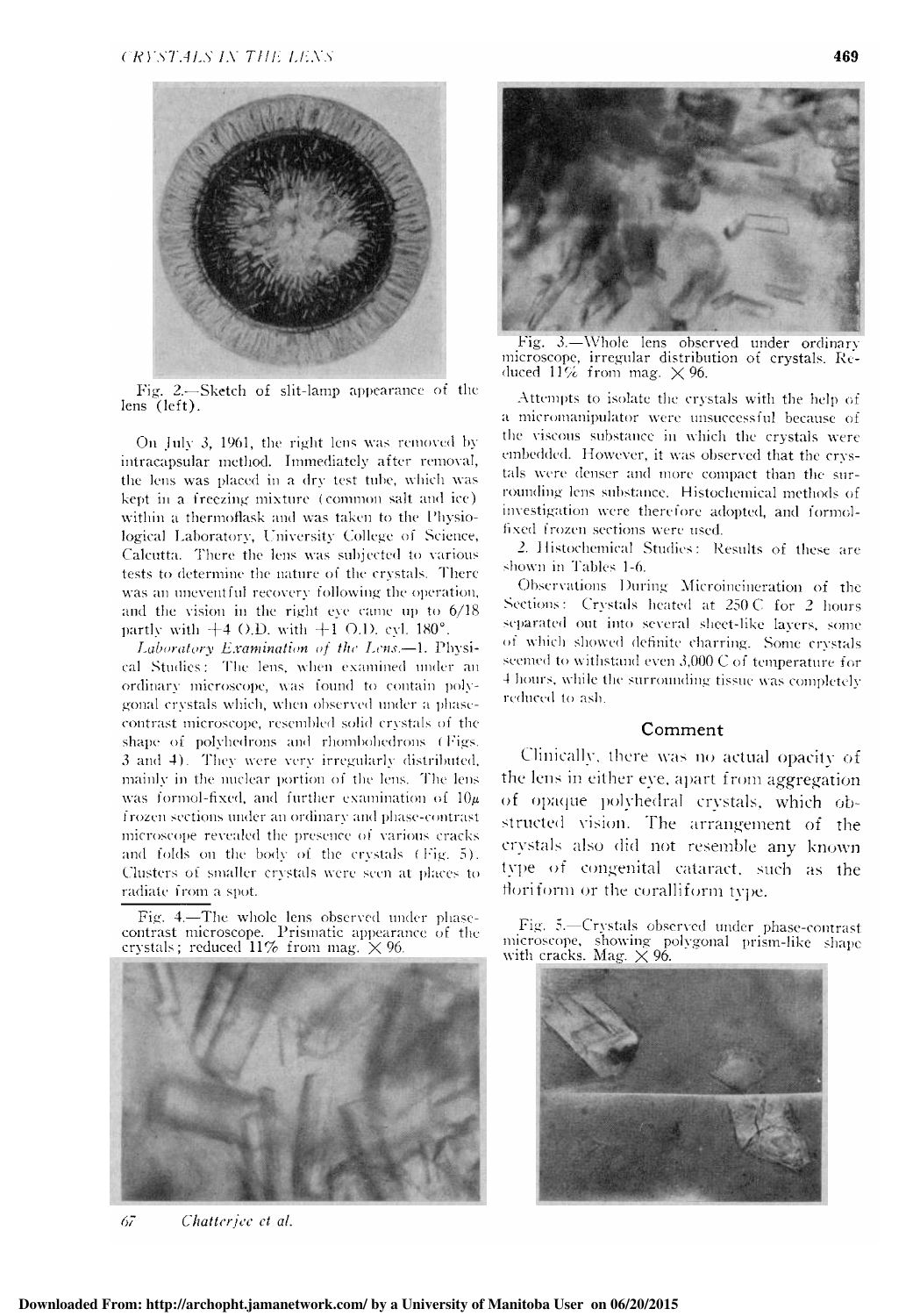Fig. 2.—Sketch of slit-lamp appearance of the lens (left).

On July 3, 1961, the right lens was removed by intracapsular method. Immediately after removal, the lens was placed in a dry test tube, which was kept in a freezing mixture (common salt and ice) within a thermoflask and was taken to the Physiological Laboratory, University College of Science, Calcutta. There the lens was subjected to various tests to determine the nature of the crystals. There was an uneventful recovery following the operation, and the vision in the right eye came up to 6/18 partly with +4 O.D. with +1 O.D. cyl. 180°.

*Laboratory Examination of the Lens.*—1. Physical Studies: The lens, when examined under an ordinary microscope, was found to contain polygonal crystals which, when observed under a phase-contrast microscope, resembled solid crystals of the shape of polyhedrons and rhombohedrons (Figs. 3 and 4). They were very irregularly distributed, mainly in the nuclear portion of the lens. The lens was formol-fixed, and further examination of 10μ frozen sections under an ordinary and phase-contrast microscope revealed the presence of various cracks and folds on the body of the crystals (Fig. 5). Clusters of smaller crystals were seen at places to radiate from a spot.

Fig. 4.—The whole lens observed under phase-contrast microscope. Prismatic appearance of the crystals; reduced 11% from mag. × 96.

Fig. 3.—Whole lens observed under ordinary microscope, irregular distribution of crystals. Reduced 11% from mag. × 96.

Attempts to isolate the crystals with the help of a micromanipulator were unsuccessful because of the viscous substance in which the crystals were embedded. However, it was observed that the crystals were denser and more compact than the surrounding lens substance. Histochemical methods of investigation were therefore adopted, and formol-fixed frozen sections were used.

2. Histochemical Studies: Results of these are shown in Tables 1-6.

Observations During Microincineration of the Sections: Crystals heated at 250 C for 2 hours separated out into several sheet-like layers, some of which showed definite charring. Some crystals seemed to withstand even 3,000 C of temperature for 4 hours, while the surrounding tissue was completely reduced to ash.

## Comment

Clinically, there was no actual opacity of the lens in either eye, apart from aggregation of opaque polyhedral crystals, which obstructed vision. The arrangement of the crystals also did not resemble any known type of congenital cataract, such as the floriform or the coralliform type.

Fig. 5.—Crystals observed under phase-contrast microscope, showing polygonal prism-like shape with cracks. Mag. × 96.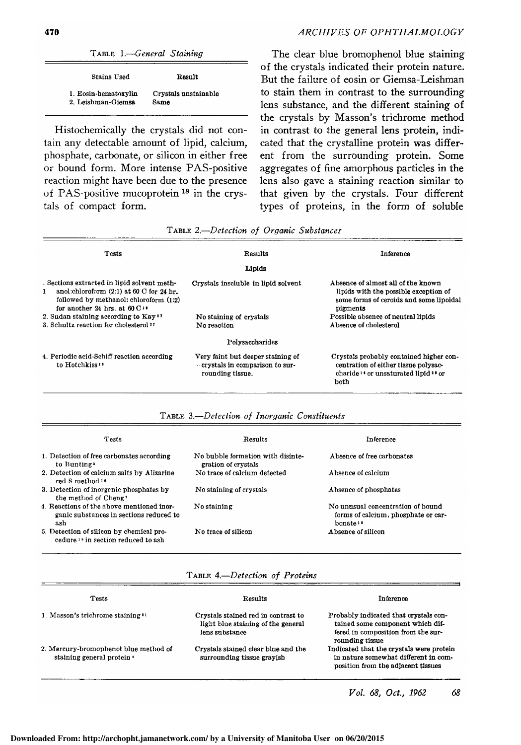TABLE 1.—*General Staining*

| Stains Used | Result |
| --- | --- |
| 1. Eosin-hematoxylin | Crystals unstainable |
| 2. Leishman-Giemsa | Same |

Histochemically the crystals did not contain any detectable amount of lipid, calcium, phosphate, carbonate, or silicon in either free or bound form. More intense PAS-positive reaction might have been due to the presence of PAS-positive mucoprotein [18] in the crystals of compact form.

The clear blue bromophenol blue staining of the crystals indicated their protein nature. But the failure of eosin or Giemsa-Leishman to stain them in contrast to the surrounding lens substance, and the different staining of the crystals by Masson's trichrome method in contrast to the general lens protein, indicated that the crystalline protein was different from the surrounding protein. Some aggregates of fine amorphous particles in the lens also gave a staining reaction similar to that given by the crystals. Four different types of proteins, in the form of soluble

TABLE 2.—*Detection of Organic Substances*

| Tests | Results | Inference |
| --- | --- | --- |
| | **Lipids** | |
| 1. Sections extracted in lipid solvent methanol:chloroform (2:1) at 60 C for 24 hr. followed by methanol: chloroform (1:2) for another 24 hrs. at 60 C [16] | Crystals insoluble in lipid solvent | Absence of almost all of the known lipids with the possible exception of some forms of ceroids and some lipoidal pigments |
| 2. Sudan staining according to Kay [17] | No staining of crystals | Possible absence of neutral lipids |
| 3. Schultz reaction for cholesterol [17] | No reaction | Absence of cholesterol |
| | Polysaccharides | |
| 4. Periodic acid-Schiff reaction according to Hotchkiss [14] | Very faint but deeper staining of crystals in comparison to surrounding tissue. | Crystals probably contained higher concentration of either tissue polysaccharide [14] or unsaturated lipid [20] or both |

TABLE 3.—*Detection of Inorganic Constituents*

| Tests | Results | Inference |
| --- | --- | --- |
| 1. Detection of free carbonates according to Bunting [5] | No bubble formation with disintegration of crystals | Absence of free carbonates |
| 2. Detection of calcium salts by Alizarine red S method [10] | No trace of calcium detected | Absence of calcium |
| 3. Detection of inorganic phosphates by the method of Cheng [7] | No staining of crystals | Absence of phosphates |
| 4. Reactions of the above mentioned inorganic substances in sections reduced to ash | No staining | No unusual concentration of bound forms of calcium, phosphate or carbonate [18] |
| 5. Detection of silicon by chemical procedure [15] in section reduced to ash | No trace of silicon | Absence of silicon |

TABLE 4.—*Detection of Proteins*

| Tests | Results | Inference |
| --- | --- | --- |
| 1. Masson's trichrome staining [21] | Crystals stained red in contrast to light blue staining of the general lens substance | Probably indicated that crystals contained some component which differed in composition from the surrounding tissue |
| 2. Mercury-bromophenol blue method of staining general protein [4] | Crystals stained clear blue and the surrounding tissue grayish | Indicated that the crystals were protein in nature somewhat different in composition from the adjacent tissues |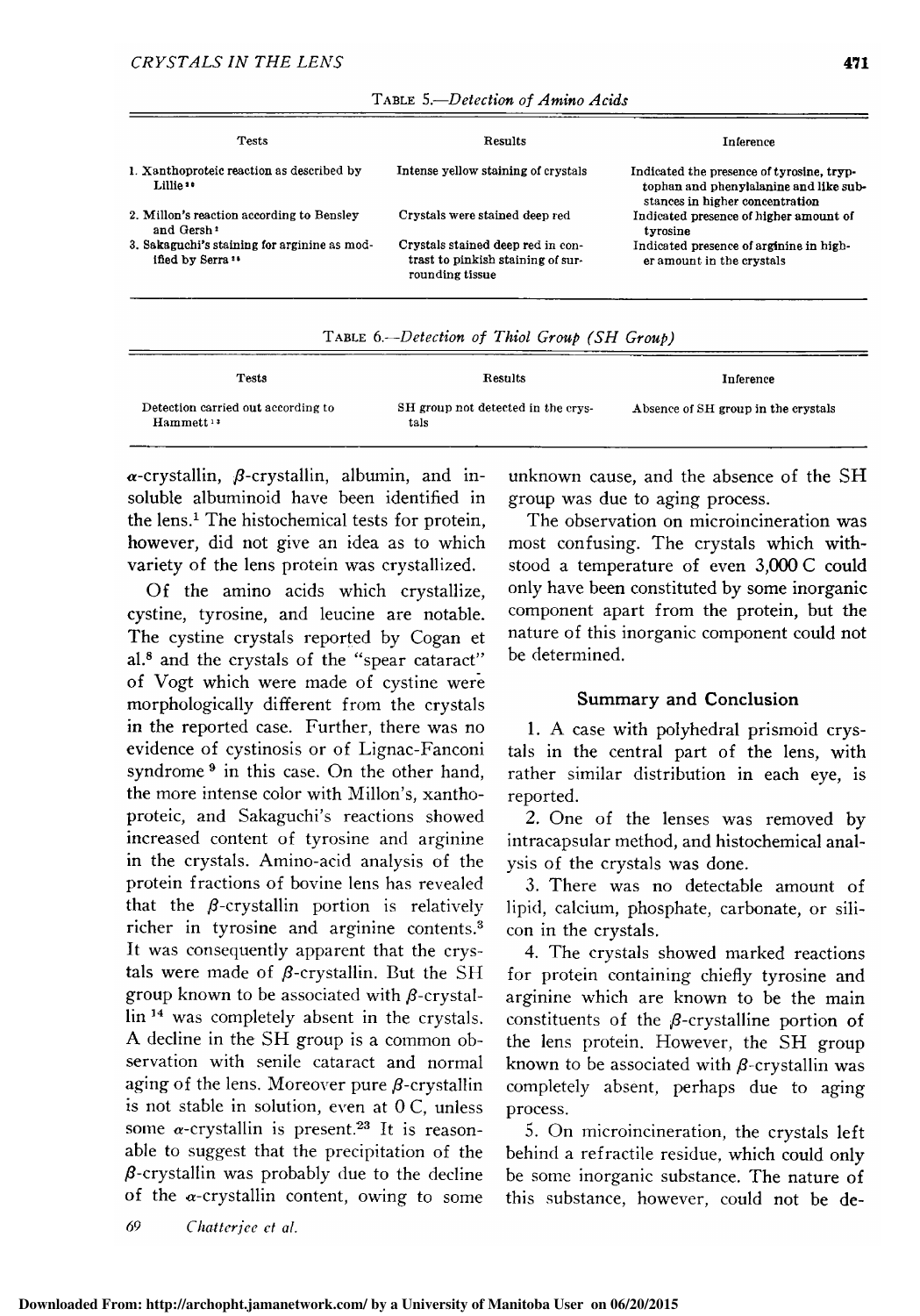Table 5.—*Detection of Amino Acids*

| Tests | Results | Inference |
| --- | --- | --- |
| 1. Xanthoproteic reaction as described by Lillie[20] | Intense yellow staining of crystals | Indicated the presence of tyrosine, tryptophan and phenylalanine and like substances in higher concentration |
| 2. Millon's reaction according to Bensley and Gersh[2] | Crystals were stained deep red | Indicated presence of higher amount of tyrosine |
| 3. Sakaguchi's staining for arginine as modified by Serra[24] | Crystals stained deep red in contrast to pinkish staining of surrounding tissue | Indicated presence of arginine in higher amount in the crystals |

Table 6.—*Detection of Thiol Group (SH Group)*

| Tests | Results | Inference |
| --- | --- | --- |
| Detection carried out according to Hammett[13] | SH group not detected in the crystals | Absence of SH group in the crystals |

α-crystallin, β-crystallin, albumin, and insoluble albuminoid have been identified in the lens.[1] The histochemical tests for protein, however, did not give an idea as to which variety of the lens protein was crystallized.

Of the amino acids which crystallize, cystine, tyrosine, and leucine are notable. The cystine crystals reported by Cogan et al.[8] and the crystals of the "spear cataract" of Vogt which were made of cystine were morphologically different from the crystals in the reported case. Further, there was no evidence of cystinosis or of Lignac-Fanconi syndrome[9] in this case. On the other hand, the more intense color with Millon's, xanthoproteic, and Sakaguchi's reactions showed increased content of tyrosine and arginine in the crystals. Amino-acid analysis of the protein fractions of bovine lens has revealed that the β-crystallin portion is relatively richer in tyrosine and arginine contents.[3] It was consequently apparent that the crystals were made of β-crystallin. But the SH group known to be associated with β-crystallin[14] was completely absent in the crystals. A decline in the SH group is a common observation with senile cataract and normal aging of the lens. Moreover pure β-crystallin is not stable in solution, even at 0 C, unless some α-crystallin is present.[23] It is reasonable to suggest that the precipitation of the β-crystallin was probably due to the decline of the α-crystallin content, owing to some unknown cause, and the absence of the SH group was due to aging process.

The observation on microincineration was most confusing. The crystals which withstood a temperature of even 3,000 C could only have been constituted by some inorganic component apart from the protein, but the nature of this inorganic component could not be determined.

## Summary and Conclusion

1. A case with polyhedral prismoid crystals in the central part of the lens, with rather similar distribution in each eye, is reported.

2. One of the lenses was removed by intracapsular method, and histochemical analysis of the crystals was done.

3. There was no detectable amount of lipid, calcium, phosphate, carbonate, or silicon in the crystals.

4. The crystals showed marked reactions for protein containing chiefly tyrosine and arginine which are known to be the main constituents of the β-crystalline portion of the lens protein. However, the SH group known to be associated with β-crystallin was completely absent, perhaps due to aging process.

5. On microincineration, the crystals left behind a refractile residue, which could only be some inorganic substance. The nature of this substance, however, could not be de-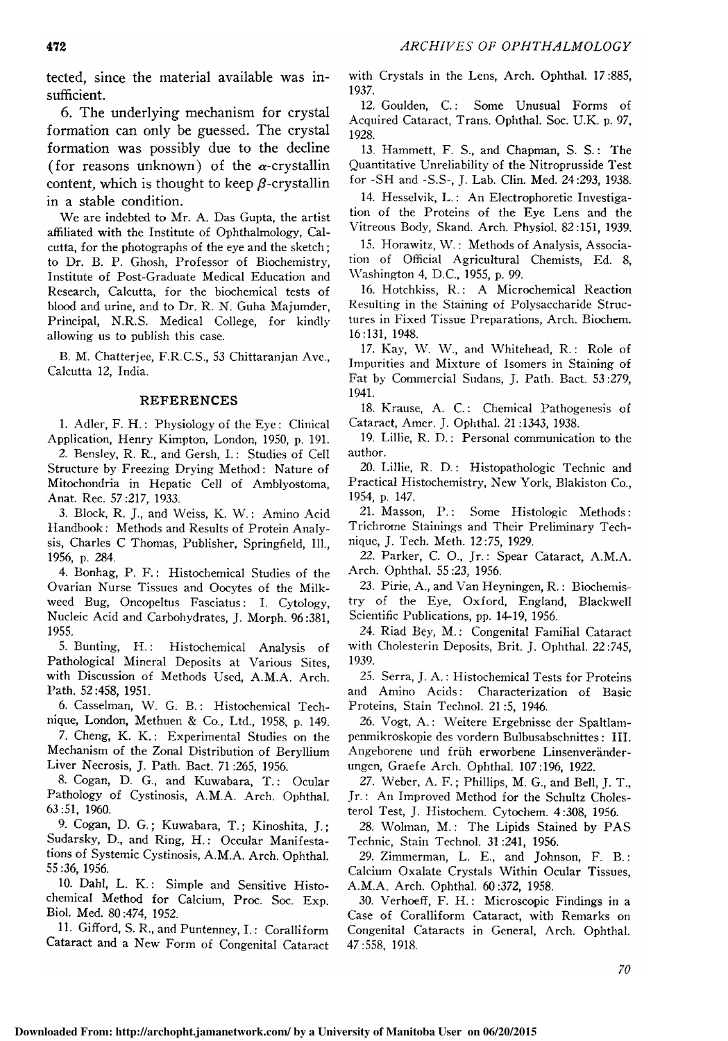tected, since the material available was insufficient.

6. The underlying mechanism for crystal formation can only be guessed. The crystal formation was possibly due to the decline (for reasons unknown) of the $\alpha$-crystallin content, which is thought to keep $\beta$-crystallin in a stable condition.

We are indebted to Mr. A. Das Gupta, the artist affiliated with the Institute of Ophthalmology, Calcutta, for the photographs of the eye and the sketch; to Dr. B. P. Ghosh, Professor of Biochemistry, Institute of Post-Graduate Medical Education and Research, Calcutta, for the biochemical tests of blood and urine, and to Dr. R. N. Guha Majumder, Principal, N.R.S. Medical College, for kindly allowing us to publish this case.

B. M. Chatterjee, F.R.C.S., 53 Chittaranjan Ave., Calcutta 12, India.

## REFERENCES

1. Adler, F. H.: Physiology of the Eye: Clinical Application, Henry Kimpton, London, 1950, p. 191.
2. Bensley, R. R., and Gersh, I.: Studies of Cell Structure by Freezing Drying Method: Nature of Mitochondria in Hepatic Cell of Amblyostoma, Anat. Rec. 57:217, 1933.
3. Block, R. J., and Weiss, K. W.: Amino Acid Handbook: Methods and Results of Protein Analysis, Charles C Thomas, Publisher, Springfield, Ill., 1956, p. 284.
4. Bonhag, P. F.: Histochemical Studies of the Ovarian Nurse Tissues and Oocytes of the Milkweed Bug, Oncopeltus Fasciatus: I. Cytology, Nucleic Acid and Carbohydrates, J. Morph. 96:381, 1955.
5. Bunting, H.: Histochemical Analysis of Pathological Mineral Deposits at Various Sites, with Discussion of Methods Used, A.M.A. Arch. Path. 52:458, 1951.
6. Casselman, W. G. B.: Histochemical Technique, London, Methuen & Co., Ltd., 1958, p. 149.
7. Cheng, K. K.: Experimental Studies on the Mechanism of the Zonal Distribution of Beryllium Liver Necrosis, J. Path. Bact. 71:265, 1956.
8. Cogan, D. G., and Kuwabara, T.: Ocular Pathology of Cystinosis, A.M.A. Arch. Ophthal. 63:51, 1960.
9. Cogan, D. G.; Kuwabara, T.; Kinoshita, J.; Sudarsky, D., and Ring, H.: Occular Manifestations of Systemic Cystinosis, A.M.A. Arch. Ophthal. 55:36, 1956.
10. Dahl, L. K.: Simple and Sensitive Histochemical Method for Calcium, Proc. Soc. Exp. Biol. Med. 80:474, 1952.
11. Gifford, S. R., and Puntenney, I.: Coralliform Cataract and a New Form of Congenital Cataract with Crystals in the Lens, Arch. Ophthal. 17:885, 1937.
12. Goulden, C.: Some Unusual Forms of Acquired Cataract, Trans. Ophthal. Soc. U.K. p. 97, 1928.
13. Hammett, F. S., and Chapman, S. S.: The Quantitative Unreliability of the Nitroprusside Test for -SH and -S.S-, J. Lab. Clin. Med. 24:293, 1938.
14. Hesselvik, L.: An Electrophoretic Investigation of the Proteins of the Eye Lens and the Vitreous Body, Skand. Arch. Physiol. 82:151, 1939.
15. Horawitz, W.: Methods of Analysis, Association of Official Agricultural Chemists, Ed. 8, Washington 4, D.C., 1955, p. 99.
16. Hotchkiss, R.: A Microchemical Reaction Resulting in the Staining of Polysaccharide Structures in Fixed Tissue Preparations, Arch. Biochem. 16:131, 1948.
17. Kay, W. W., and Whitehead, R.: Role of Impurities and Mixture of Isomers in Staining of Fat by Commercial Sudans, J. Path. Bact. 53:279, 1941.
18. Krause, A. C.: Chemical Pathogenesis of Cataract, Amer. J. Ophthal. 21:1343, 1938.
19. Lillie, R. D.: Personal communication to the author.
20. Lillie, R. D.: Histopathologic Technic and Practical Histochemistry, New York, Blakiston Co., 1954, p. 147.
21. Masson, P.: Some Histologic Methods: Trichrome Stainings and Their Preliminary Technique, J. Tech. Meth. 12:75, 1929.
22. Parker, C. O., Jr.: Spear Cataract, A.M.A. Arch. Ophthal. 55:23, 1956.
23. Pirie, A., and Van Heyningen, R.: Biochemistry of the Eye, Oxford, England, Blackwell Scientific Publications, pp. 14-19, 1956.
24. Riad Bey, M.: Congenital Familial Cataract with Cholesterin Deposits, Brit. J. Ophthal. 22:745, 1939.
25. Serra, J. A.: Histochemical Tests for Proteins and Amino Acids: Characterization of Basic Proteins, Stain Technol. 21:5, 1946.
26. Vogt, A.: Weitere Ergebnisse der Spaltlampenmikroskopie des vordern Bulbusabschnittes: III. Angeborene und früh erworbene Linsenveränderungen, Graefe Arch. Ophthal. 107:196, 1922.
27. Weber, A. F.; Phillips, M. G., and Bell, J. T., Jr.: An Improved Method for the Schultz Cholesterol Test, J. Histochem. Cytochem. 4:308, 1956.
28. Wolman, M.: The Lipids Stained by PAS Technic, Stain Technol. 31:241, 1956.
29. Zimmerman, L. E., and Johnson, F. B.: Calcium Oxalate Crystals Within Ocular Tissues, A.M.A. Arch. Ophthal. 60:372, 1958.
30. Verhoeff, F. H.: Microscopic Findings in a Case of Coralliform Cataract, with Remarks on Congenital Cataracts in General, Arch. Ophthal. 47:558, 1918.